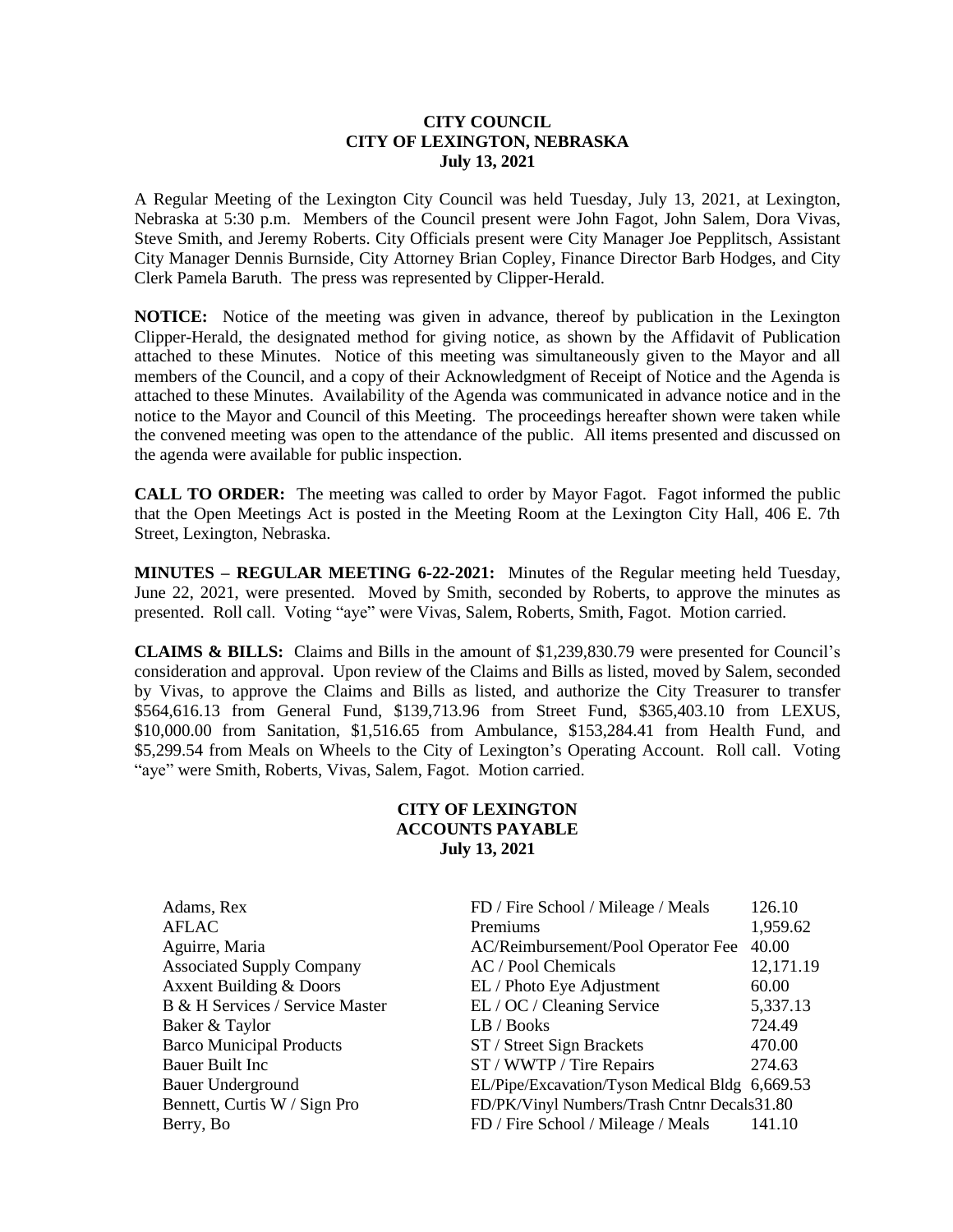# CITY COUNCIL
# CITY OF LEXINGTON, NEBRASKA
## July 13, 2021

A Regular Meeting of the Lexington City Council was held Tuesday, July 13, 2021, at Lexington, Nebraska at 5:30 p.m. Members of the Council present were John Fagot, John Salem, Dora Vivas, Steve Smith, and Jeremy Roberts. City Officials present were City Manager Joe Pepplitsch, Assistant City Manager Dennis Burnside, City Attorney Brian Copley, Finance Director Barb Hodges, and City Clerk Pamela Baruth. The press was represented by Clipper-Herald.

**NOTICE:** Notice of the meeting was given in advance, thereof by publication in the Lexington Clipper-Herald, the designated method for giving notice, as shown by the Affidavit of Publication attached to these Minutes. Notice of this meeting was simultaneously given to the Mayor and all members of the Council, and a copy of their Acknowledgment of Receipt of Notice and the Agenda is attached to these Minutes. Availability of the Agenda was communicated in advance notice and in the notice to the Mayor and Council of this Meeting. The proceedings hereafter shown were taken while the convened meeting was open to the attendance of the public. All items presented and discussed on the agenda were available for public inspection.

**CALL TO ORDER:** The meeting was called to order by Mayor Fagot. Fagot informed the public that the Open Meetings Act is posted in the Meeting Room at the Lexington City Hall, 406 E. 7th Street, Lexington, Nebraska.

**MINUTES – REGULAR MEETING 6-22-2021:** Minutes of the Regular meeting held Tuesday, June 22, 2021, were presented. Moved by Smith, seconded by Roberts, to approve the minutes as presented. Roll call. Voting "aye" were Vivas, Salem, Roberts, Smith, Fagot. Motion carried.

**CLAIMS & BILLS:** Claims and Bills in the amount of $1,239,830.79 were presented for Council's consideration and approval. Upon review of the Claims and Bills as listed, moved by Salem, seconded by Vivas, to approve the Claims and Bills as listed, and authorize the City Treasurer to transfer $564,616.13 from General Fund, $139,713.96 from Street Fund, $365,403.10 from LEXUS, $10,000.00 from Sanitation, $1,516.65 from Ambulance, $153,284.41 from Health Fund, and $5,299.54 from Meals on Wheels to the City of Lexington's Operating Account. Roll call. Voting "aye" were Smith, Roberts, Vivas, Salem, Fagot. Motion carried.

## CITY OF LEXINGTON
## ACCOUNTS PAYABLE
## July 13, 2021

| | | |
|---|---|---|
| Adams, Rex | FD / Fire School / Mileage / Meals | 126.10 |
| AFLAC | Premiums | 1,959.62 |
| Aguirre, Maria | AC/Reimbursement/Pool Operator Fee | 40.00 |
| Associated Supply Company | AC / Pool Chemicals | 12,171.19 |
| Axxent Building & Doors | EL / Photo Eye Adjustment | 60.00 |
| B & H Services / Service Master | EL / OC / Cleaning Service | 5,337.13 |
| Baker & Taylor | LB / Books | 724.49 |
| Barco Municipal Products | ST / Street Sign Brackets | 470.00 |
| Bauer Built Inc | ST / WWTP / Tire Repairs | 274.63 |
| Bauer Underground | EL/Pipe/Excavation/Tyson Medical Bldg | 6,669.53 |
| Bennett, Curtis W / Sign Pro | FD/PK/Vinyl Numbers/Trash Cntnr Decals | 31.80 |
| Berry, Bo | FD / Fire School / Mileage / Meals | 141.10 |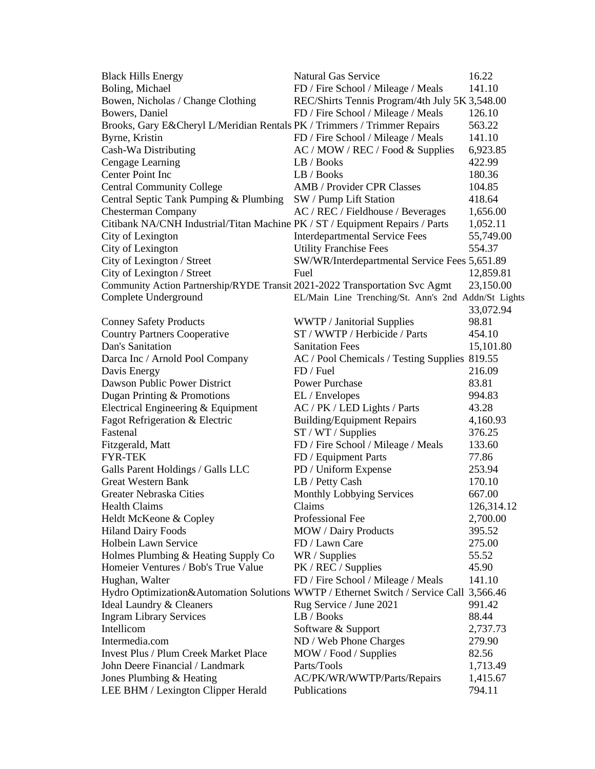| | | |
|---|---|---|
| Black Hills Energy | Natural Gas Service | 16.22 |
| Boling, Michael | FD / Fire School / Mileage / Meals | 141.10 |
| Bowen, Nicholas / Change Clothing | REC/Shirts Tennis Program/4th July 5K | 3,548.00 |
| Bowers, Daniel | FD / Fire School / Mileage / Meals | 126.10 |
| Brooks, Gary E&Cheryl L/Meridian Rentals | PK / Trimmers / Trimmer Repairs | 563.22 |
| Byrne, Kristin | FD / Fire School / Mileage / Meals | 141.10 |
| Cash-Wa Distributing | AC / MOW / REC / Food & Supplies | 6,923.85 |
| Cengage Learning | LB / Books | 422.99 |
| Center Point Inc | LB / Books | 180.36 |
| Central Community College | AMB / Provider CPR Classes | 104.85 |
| Central Septic Tank Pumping & Plumbing | SW / Pump Lift Station | 418.64 |
| Chesterman Company | AC / REC / Fieldhouse / Beverages | 1,656.00 |
| Citibank NA/CNH Industrial/Titan Machine | PK / ST / Equipment Repairs / Parts | 1,052.11 |
| City of Lexington | Interdepartmental Service Fees | 55,749.00 |
| City of Lexington | Utility Franchise Fees | 554.37 |
| City of Lexington / Street | SW/WR/Interdepartmental Service Fees | 5,651.89 |
| City of Lexington / Street | Fuel | 12,859.81 |
| Community Action Partnership/RYDE Transit | 2021-2022 Transportation Svc Agmt | 23,150.00 |
| Complete Underground | EL/Main Line Trenching/St. Ann's 2nd Addn/St Lights | 33,072.94 |
| Conney Safety Products | WWTP / Janitorial Supplies | 98.81 |
| Country Partners Cooperative | ST / WWTP / Herbicide / Parts | 454.10 |
| Dan's Sanitation | Sanitation Fees | 15,101.80 |
| Darca Inc / Arnold Pool Company | AC / Pool Chemicals / Testing Supplies | 819.55 |
| Davis Energy | FD / Fuel | 216.09 |
| Dawson Public Power District | Power Purchase | 83.81 |
| Dugan Printing & Promotions | EL / Envelopes | 994.83 |
| Electrical Engineering & Equipment | AC / PK / LED Lights / Parts | 43.28 |
| Fagot Refrigeration & Electric | Building/Equipment Repairs | 4,160.93 |
| Fastenal | ST / WT / Supplies | 376.25 |
| Fitzgerald, Matt | FD / Fire School / Mileage / Meals | 133.60 |
| FYR-TEK | FD / Equipment Parts | 77.86 |
| Galls Parent Holdings / Galls LLC | PD / Uniform Expense | 253.94 |
| Great Western Bank | LB / Petty Cash | 170.10 |
| Greater Nebraska Cities | Monthly Lobbying Services | 667.00 |
| Health Claims | Claims | 126,314.12 |
| Heldt McKeone & Copley | Professional Fee | 2,700.00 |
| Hiland Dairy Foods | MOW / Dairy Products | 395.52 |
| Holbein Lawn Service | FD / Lawn Care | 275.00 |
| Holmes Plumbing & Heating Supply Co | WR / Supplies | 55.52 |
| Homeier Ventures / Bob's True Value | PK / REC / Supplies | 45.90 |
| Hughan, Walter | FD / Fire School / Mileage / Meals | 141.10 |
| Hydro Optimization&Automation Solutions | WWTP / Ethernet Switch / Service Call | 3,566.46 |
| Ideal Laundry & Cleaners | Rug Service / June 2021 | 991.42 |
| Ingram Library Services | LB / Books | 88.44 |
| Intellicom | Software & Support | 2,737.73 |
| Intermedia.com | ND / Web Phone Charges | 279.90 |
| Invest Plus / Plum Creek Market Place | MOW / Food / Supplies | 82.56 |
| John Deere Financial / Landmark | Parts/Tools | 1,713.49 |
| Jones Plumbing & Heating | AC/PK/WR/WWTP/Parts/Repairs | 1,415.67 |
| LEE BHM / Lexington Clipper Herald | Publications | 794.11 |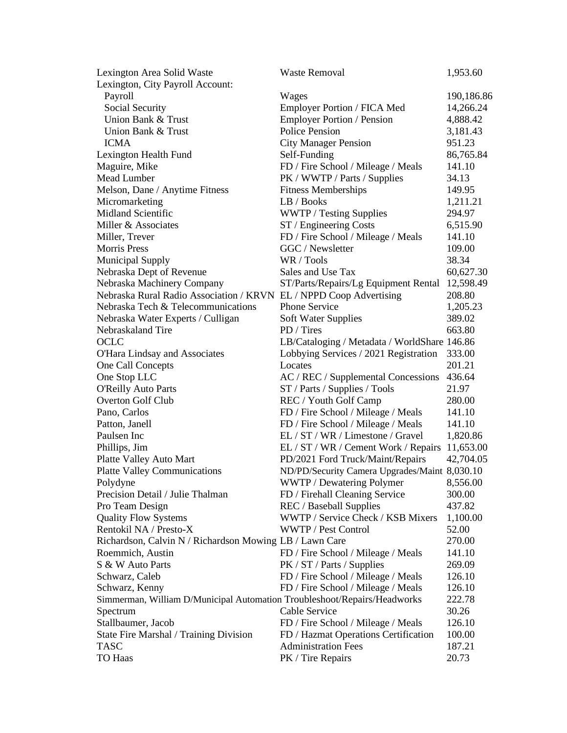| | | |
|---|---|---|
| Lexington Area Solid Waste | Waste Removal | 1,953.60 |
| Lexington, City Payroll Account: | | |
| Payroll | Wages | 190,186.86 |
| Social Security | Employer Portion / FICA Med | 14,266.24 |
| Union Bank & Trust | Employer Portion / Pension | 4,888.42 |
| Union Bank & Trust | Police Pension | 3,181.43 |
| ICMA | City Manager Pension | 951.23 |
| Lexington Health Fund | Self-Funding | 86,765.84 |
| Maguire, Mike | FD / Fire School / Mileage / Meals | 141.10 |
| Mead Lumber | PK / WWTP / Parts / Supplies | 34.13 |
| Melson, Dane / Anytime Fitness | Fitness Memberships | 149.95 |
| Micromarketing | LB / Books | 1,211.21 |
| Midland Scientific | WWTP / Testing Supplies | 294.97 |
| Miller & Associates | ST / Engineering Costs | 6,515.90 |
| Miller, Trever | FD / Fire School / Mileage / Meals | 141.10 |
| Morris Press | GGC / Newsletter | 109.00 |
| Municipal Supply | WR / Tools | 38.34 |
| Nebraska Dept of Revenue | Sales and Use Tax | 60,627.30 |
| Nebraska Machinery Company | ST/Parts/Repairs/Lg Equipment Rental | 12,598.49 |
| Nebraska Rural Radio Association / KRVN | EL / NPPD Coop Advertising | 208.80 |
| Nebraska Tech & Telecommunications | Phone Service | 1,205.23 |
| Nebraska Water Experts / Culligan | Soft Water Supplies | 389.02 |
| Nebraskaland Tire | PD / Tires | 663.80 |
| OCLC | LB/Cataloging / Metadata / WorldShare | 146.86 |
| O'Hara Lindsay and Associates | Lobbying Services / 2021 Registration | 333.00 |
| One Call Concepts | Locates | 201.21 |
| One Stop LLC | AC / REC / Supplemental Concessions | 436.64 |
| O'Reilly Auto Parts | ST / Parts / Supplies / Tools | 21.97 |
| Overton Golf Club | REC / Youth Golf Camp | 280.00 |
| Pano, Carlos | FD / Fire School / Mileage / Meals | 141.10 |
| Patton, Janell | FD / Fire School / Mileage / Meals | 141.10 |
| Paulsen Inc | EL / ST / WR / Limestone / Gravel | 1,820.86 |
| Phillips, Jim | EL / ST / WR / Cement Work / Repairs | 11,653.00 |
| Platte Valley Auto Mart | PD/2021 Ford Truck/Maint/Repairs | 42,704.05 |
| Platte Valley Communications | ND/PD/Security Camera Upgrades/Maint | 8,030.10 |
| Polydyne | WWTP / Dewatering Polymer | 8,556.00 |
| Precision Detail / Julie Thalman | FD / Firehall Cleaning Service | 300.00 |
| Pro Team Design | REC / Baseball Supplies | 437.82 |
| Quality Flow Systems | WWTP / Service Check / KSB Mixers | 1,100.00 |
| Rentokil NA / Presto-X | WWTP / Pest Control | 52.00 |
| Richardson, Calvin N / Richardson Mowing | LB / Lawn Care | 270.00 |
| Roemmich, Austin | FD / Fire School / Mileage / Meals | 141.10 |
| S & W Auto Parts | PK / ST / Parts / Supplies | 269.09 |
| Schwarz, Caleb | FD / Fire School / Mileage / Meals | 126.10 |
| Schwarz, Kenny | FD / Fire School / Mileage / Meals | 126.10 |
| Simmerman, William D/Municipal Automation | Troubleshoot/Repairs/Headworks | 222.78 |
| Spectrum | Cable Service | 30.26 |
| Stallbaumer, Jacob | FD / Fire School / Mileage / Meals | 126.10 |
| State Fire Marshal / Training Division | FD / Hazmat Operations Certification | 100.00 |
| TASC | Administration Fees | 187.21 |
| TO Haas | PK / Tire Repairs | 20.73 |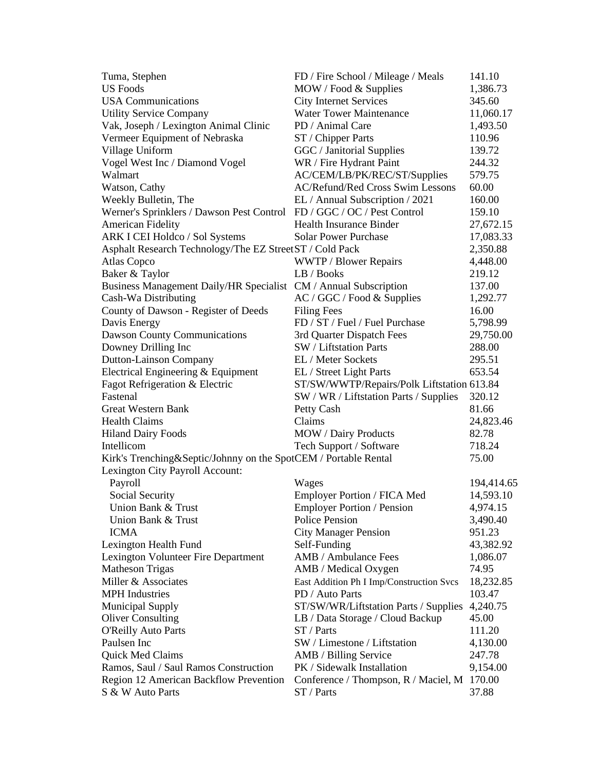| | | |
|---|---|---|
| Tuma, Stephen | FD / Fire School / Mileage / Meals | 141.10 |
| US Foods | MOW / Food & Supplies | 1,386.73 |
| USA Communications | City Internet Services | 345.60 |
| Utility Service Company | Water Tower Maintenance | 11,060.17 |
| Vak, Joseph / Lexington Animal Clinic | PD / Animal Care | 1,493.50 |
| Vermeer Equipment of Nebraska | ST / Chipper Parts | 110.96 |
| Village Uniform | GGC / Janitorial Supplies | 139.72 |
| Vogel West Inc / Diamond Vogel | WR / Fire Hydrant Paint | 244.32 |
| Walmart | AC/CEM/LB/PK/REC/ST/Supplies | 579.75 |
| Watson, Cathy | AC/Refund/Red Cross Swim Lessons | 60.00 |
| Weekly Bulletin, The | EL / Annual Subscription / 2021 | 160.00 |
| Werner's Sprinklers / Dawson Pest Control | FD / GGC / OC / Pest Control | 159.10 |
| American Fidelity | Health Insurance Binder | 27,672.15 |
| ARK I CEI Holdco / Sol Systems | Solar Power Purchase | 17,083.33 |
| Asphalt Research Technology/The EZ Street | ST / Cold Pack | 2,350.88 |
| Atlas Copco | WWTP / Blower Repairs | 4,448.00 |
| Baker & Taylor | LB / Books | 219.12 |
| Business Management Daily/HR Specialist | CM / Annual Subscription | 137.00 |
| Cash-Wa Distributing | AC / GGC / Food & Supplies | 1,292.77 |
| County of Dawson - Register of Deeds | Filing Fees | 16.00 |
| Davis Energy | FD / ST / Fuel / Fuel Purchase | 5,798.99 |
| Dawson County Communications | 3rd Quarter Dispatch Fees | 29,750.00 |
| Downey Drilling Inc | SW / Liftstation Parts | 288.00 |
| Dutton-Lainson Company | EL / Meter Sockets | 295.51 |
| Electrical Engineering & Equipment | EL / Street Light Parts | 653.54 |
| Fagot Refrigeration & Electric | ST/SW/WWTP/Repairs/Polk Liftstation | 613.84 |
| Fastenal | SW / WR / Liftstation Parts / Supplies | 320.12 |
| Great Western Bank | Petty Cash | 81.66 |
| Health Claims | Claims | 24,823.46 |
| Hiland Dairy Foods | MOW / Dairy Products | 82.78 |
| Intellicom | Tech Support / Software | 718.24 |
| Kirk's Trenching&Septic/Johnny on the Spot | CEM / Portable Rental | 75.00 |
| Lexington City Payroll Account: | | |
| Payroll | Wages | 194,414.65 |
| Social Security | Employer Portion / FICA Med | 14,593.10 |
| Union Bank & Trust | Employer Portion / Pension | 4,974.15 |
| Union Bank & Trust | Police Pension | 3,490.40 |
| ICMA | City Manager Pension | 951.23 |
| Lexington Health Fund | Self-Funding | 43,382.92 |
| Lexington Volunteer Fire Department | AMB / Ambulance Fees | 1,086.07 |
| Matheson Trigas | AMB / Medical Oxygen | 74.95 |
| Miller & Associates | East Addition Ph I Imp/Construction Svcs | 18,232.85 |
| MPH Industries | PD / Auto Parts | 103.47 |
| Municipal Supply | ST/SW/WR/Liftstation Parts / Supplies | 4,240.75 |
| Oliver Consulting | LB / Data Storage / Cloud Backup | 45.00 |
| O'Reilly Auto Parts | ST / Parts | 111.20 |
| Paulsen Inc | SW / Limestone / Liftstation | 4,130.00 |
| Quick Med Claims | AMB / Billing Service | 247.78 |
| Ramos, Saul / Saul Ramos Construction | PK / Sidewalk Installation | 9,154.00 |
| Region 12 American Backflow Prevention | Conference / Thompson, R / Maciel, M | 170.00 |
| S & W Auto Parts | ST / Parts | 37.88 |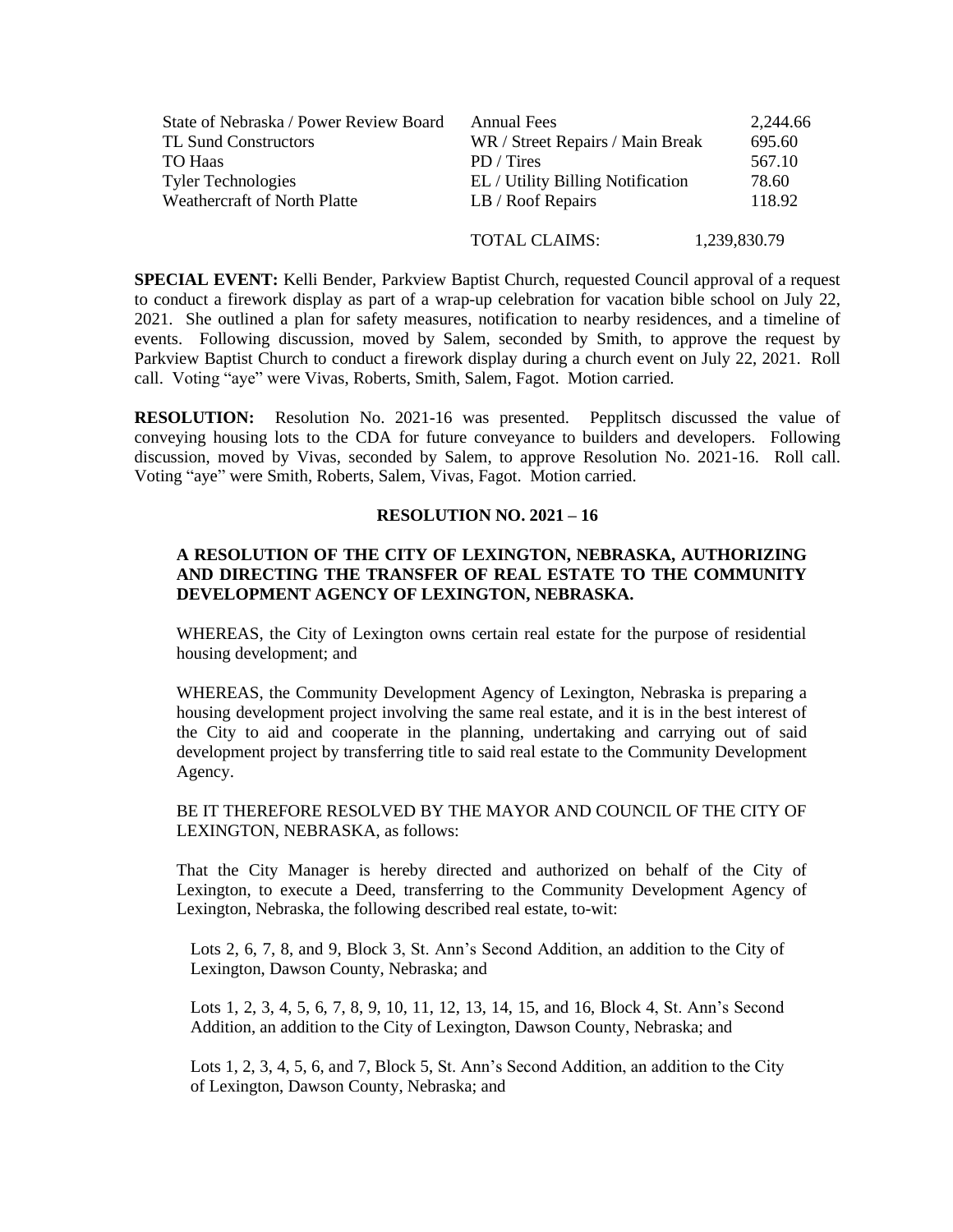| | | |
|---|---|---|
| State of Nebraska / Power Review Board | Annual Fees | 2,244.66 |
| TL Sund Constructors | WR / Street Repairs / Main Break | 695.60 |
| TO Haas | PD / Tires | 567.10 |
| Tyler Technologies | EL / Utility Billing Notification | 78.60 |
| Weathercraft of North Platte | LB / Roof Repairs | 118.92 |
| | TOTAL CLAIMS: | 1,239,830.79 |

**SPECIAL EVENT:** Kelli Bender, Parkview Baptist Church, requested Council approval of a request to conduct a firework display as part of a wrap-up celebration for vacation bible school on July 22, 2021. She outlined a plan for safety measures, notification to nearby residences, and a timeline of events. Following discussion, moved by Salem, seconded by Smith, to approve the request by Parkview Baptist Church to conduct a firework display during a church event on July 22, 2021. Roll call. Voting "aye" were Vivas, Roberts, Smith, Salem, Fagot. Motion carried.

**RESOLUTION:** Resolution No. 2021-16 was presented. Pepplitsch discussed the value of conveying housing lots to the CDA for future conveyance to builders and developers. Following discussion, moved by Vivas, seconded by Salem, to approve Resolution No. 2021-16. Roll call. Voting "aye" were Smith, Roberts, Salem, Vivas, Fagot. Motion carried.

**RESOLUTION NO. 2021 – 16**

**A RESOLUTION OF THE CITY OF LEXINGTON, NEBRASKA, AUTHORIZING AND DIRECTING THE TRANSFER OF REAL ESTATE TO THE COMMUNITY DEVELOPMENT AGENCY OF LEXINGTON, NEBRASKA.**

WHEREAS, the City of Lexington owns certain real estate for the purpose of residential housing development; and

WHEREAS, the Community Development Agency of Lexington, Nebraska is preparing a housing development project involving the same real estate, and it is in the best interest of the City to aid and cooperate in the planning, undertaking and carrying out of said development project by transferring title to said real estate to the Community Development Agency.

BE IT THEREFORE RESOLVED BY THE MAYOR AND COUNCIL OF THE CITY OF LEXINGTON, NEBRASKA, as follows:

That the City Manager is hereby directed and authorized on behalf of the City of Lexington, to execute a Deed, transferring to the Community Development Agency of Lexington, Nebraska, the following described real estate, to-wit:

Lots 2, 6, 7, 8, and 9, Block 3, St. Ann's Second Addition, an addition to the City of Lexington, Dawson County, Nebraska; and

Lots 1, 2, 3, 4, 5, 6, 7, 8, 9, 10, 11, 12, 13, 14, 15, and 16, Block 4, St. Ann's Second Addition, an addition to the City of Lexington, Dawson County, Nebraska; and

Lots 1, 2, 3, 4, 5, 6, and 7, Block 5, St. Ann's Second Addition, an addition to the City of Lexington, Dawson County, Nebraska; and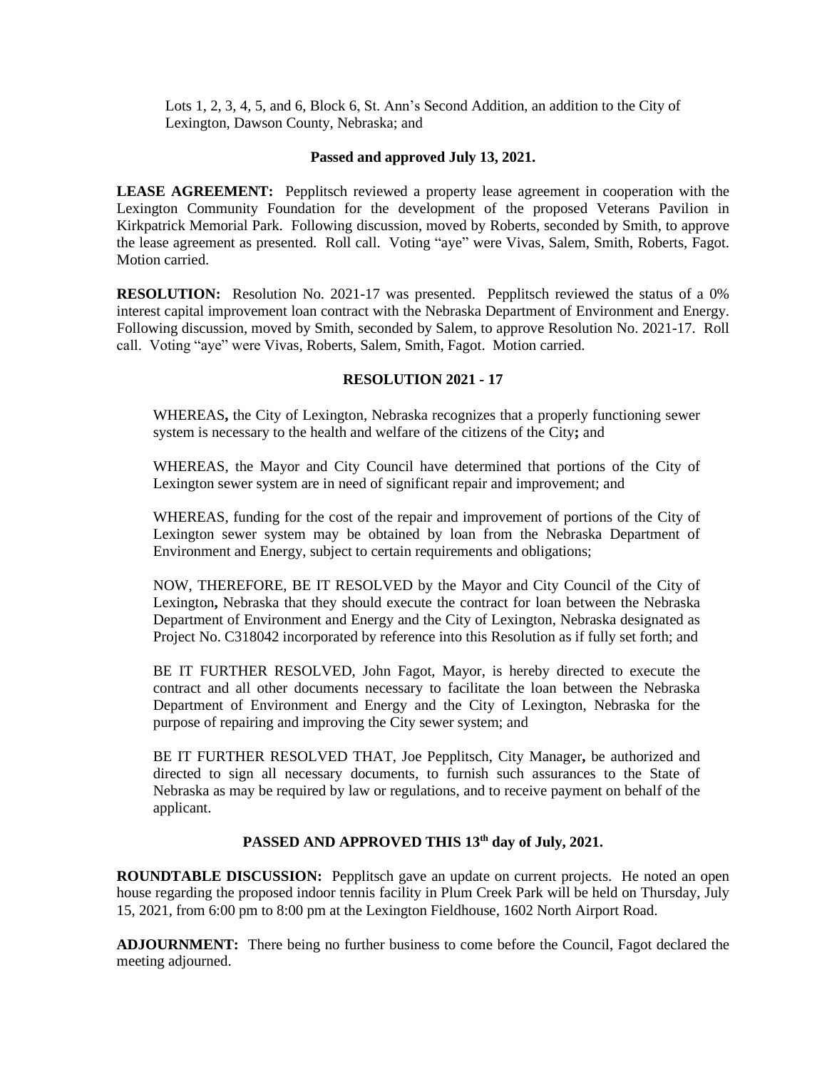Lots 1, 2, 3, 4, 5, and 6, Block 6, St. Ann's Second Addition, an addition to the City of Lexington, Dawson County, Nebraska; and

**Passed and approved July 13, 2021.**

**LEASE AGREEMENT:** Pepplitsch reviewed a property lease agreement in cooperation with the Lexington Community Foundation for the development of the proposed Veterans Pavilion in Kirkpatrick Memorial Park. Following discussion, moved by Roberts, seconded by Smith, to approve the lease agreement as presented. Roll call. Voting "aye" were Vivas, Salem, Smith, Roberts, Fagot. Motion carried.

**RESOLUTION:** Resolution No. 2021-17 was presented. Pepplitsch reviewed the status of a 0% interest capital improvement loan contract with the Nebraska Department of Environment and Energy. Following discussion, moved by Smith, seconded by Salem, to approve Resolution No. 2021-17. Roll call. Voting "aye" were Vivas, Roberts, Salem, Smith, Fagot. Motion carried.

**RESOLUTION 2021 - 17**

WHEREAS**,** the City of Lexington, Nebraska recognizes that a properly functioning sewer system is necessary to the health and welfare of the citizens of the City**;** and

WHEREAS, the Mayor and City Council have determined that portions of the City of Lexington sewer system are in need of significant repair and improvement; and

WHEREAS, funding for the cost of the repair and improvement of portions of the City of Lexington sewer system may be obtained by loan from the Nebraska Department of Environment and Energy, subject to certain requirements and obligations;

NOW, THEREFORE, BE IT RESOLVED by the Mayor and City Council of the City of Lexington**,** Nebraska that they should execute the contract for loan between the Nebraska Department of Environment and Energy and the City of Lexington, Nebraska designated as Project No. C318042 incorporated by reference into this Resolution as if fully set forth; and

BE IT FURTHER RESOLVED, John Fagot, Mayor, is hereby directed to execute the contract and all other documents necessary to facilitate the loan between the Nebraska Department of Environment and Energy and the City of Lexington, Nebraska for the purpose of repairing and improving the City sewer system; and

BE IT FURTHER RESOLVED THAT, Joe Pepplitsch, City Manager**,** be authorized and directed to sign all necessary documents, to furnish such assurances to the State of Nebraska as may be required by law or regulations, and to receive payment on behalf of the applicant.

**PASSED AND APPROVED THIS 13th day of July, 2021.**

**ROUNDTABLE DISCUSSION:** Pepplitsch gave an update on current projects. He noted an open house regarding the proposed indoor tennis facility in Plum Creek Park will be held on Thursday, July 15, 2021, from 6:00 pm to 8:00 pm at the Lexington Fieldhouse, 1602 North Airport Road.

**ADJOURNMENT:** There being no further business to come before the Council, Fagot declared the meeting adjourned.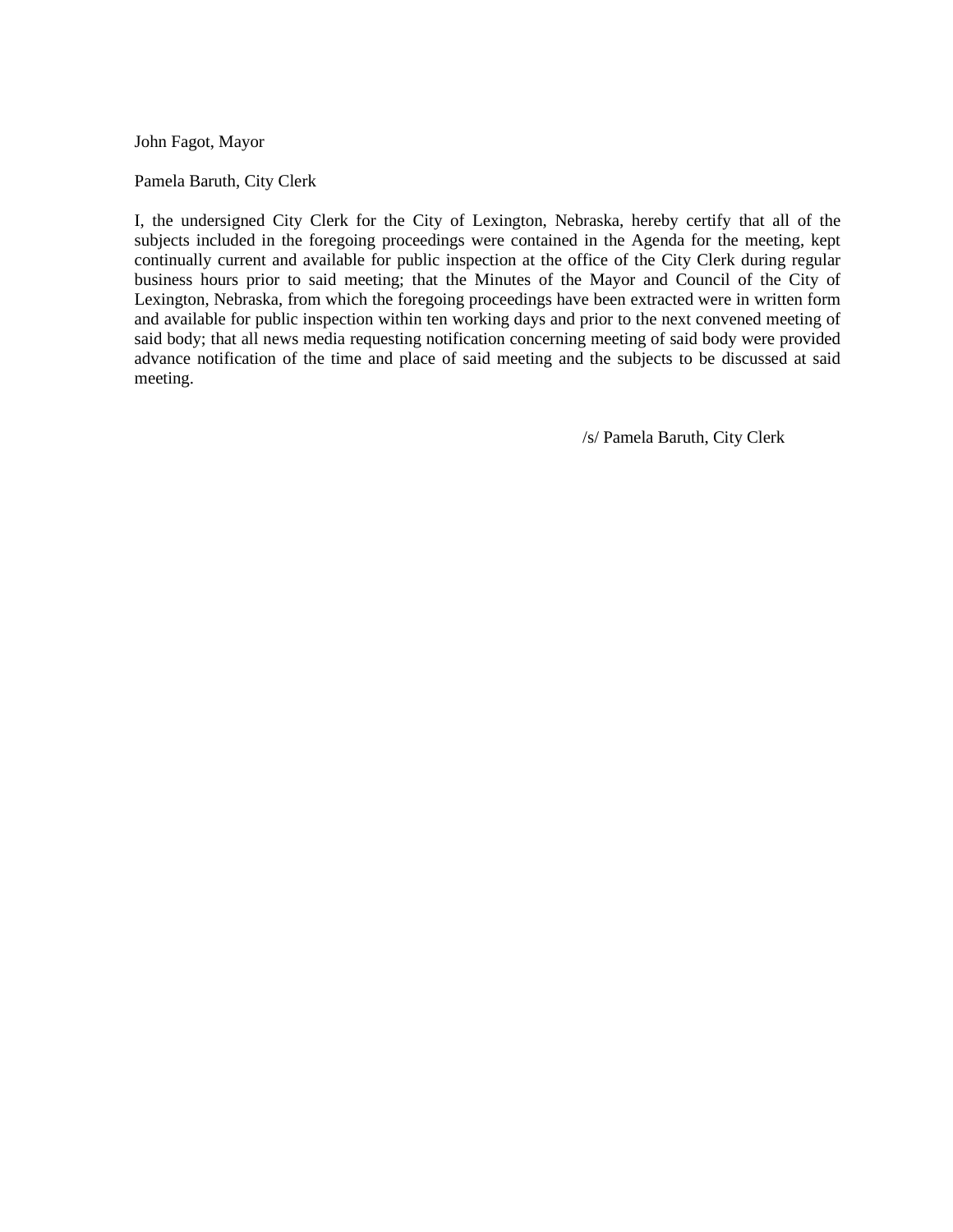John Fagot, Mayor

Pamela Baruth, City Clerk

I, the undersigned City Clerk for the City of Lexington, Nebraska, hereby certify that all of the subjects included in the foregoing proceedings were contained in the Agenda for the meeting, kept continually current and available for public inspection at the office of the City Clerk during regular business hours prior to said meeting; that the Minutes of the Mayor and Council of the City of Lexington, Nebraska, from which the foregoing proceedings have been extracted were in written form and available for public inspection within ten working days and prior to the next convened meeting of said body; that all news media requesting notification concerning meeting of said body were provided advance notification of the time and place of said meeting and the subjects to be discussed at said meeting.

/s/ Pamela Baruth, City Clerk